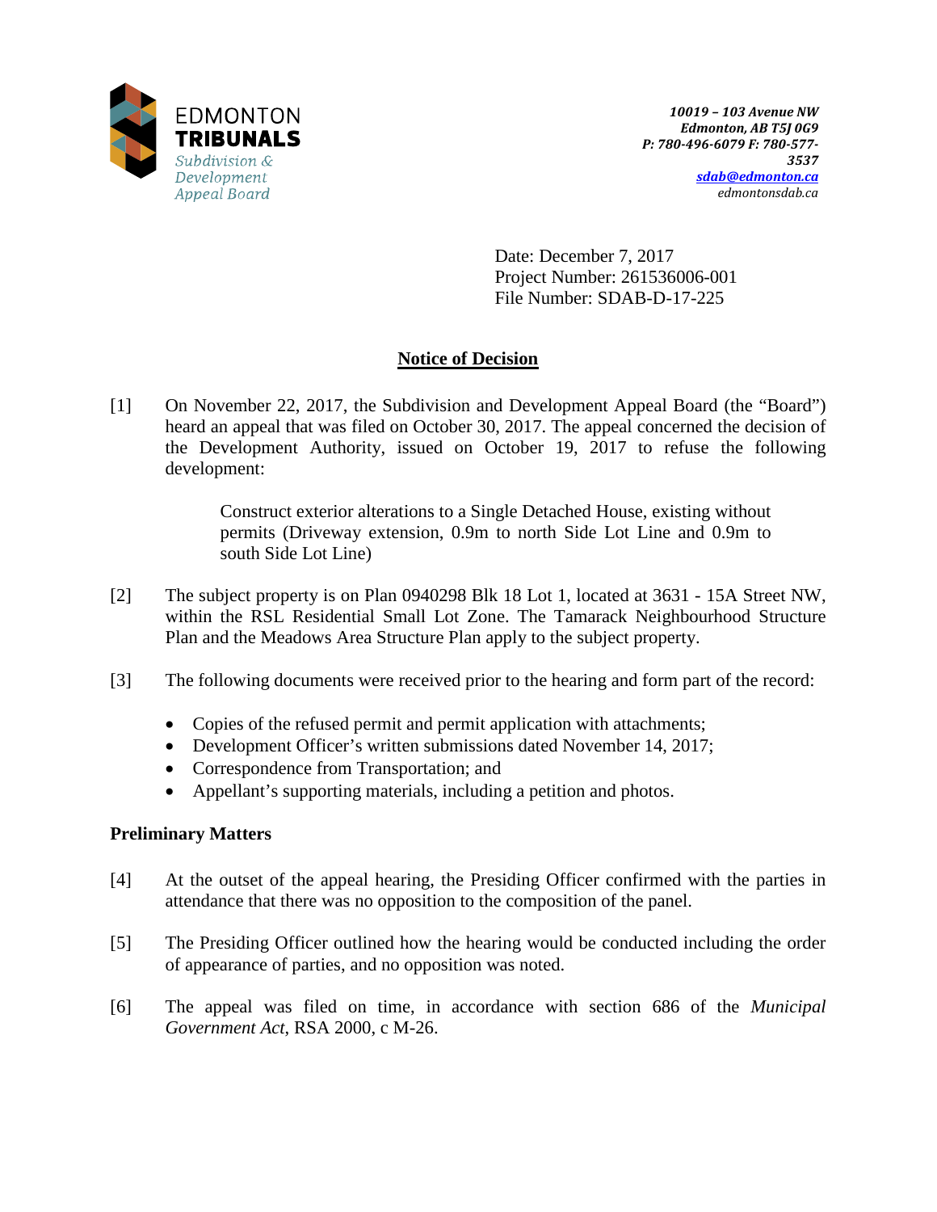EDMONTON
**TRIBUNALS**
*Subdivision & Development Appeal Board*

*10019 – 103 Avenue NW*
*Edmonton, AB T5J 0G9*
*P: 780-496-6079 F: 780-577-3537*
*sdab@edmonton.ca*
*edmontonsdab.ca*

Date: December 7, 2017
Project Number: 261536006-001
File Number: SDAB-D-17-225

## Notice of Decision

[1] On November 22, 2017, the Subdivision and Development Appeal Board (the "Board") heard an appeal that was filed on October 30, 2017. The appeal concerned the decision of the Development Authority, issued on October 19, 2017 to refuse the following development:

> Construct exterior alterations to a Single Detached House, existing without permits (Driveway extension, 0.9m to north Side Lot Line and 0.9m to south Side Lot Line)

[2] The subject property is on Plan 0940298 Blk 18 Lot 1, located at 3631 - 15A Street NW, within the RSL Residential Small Lot Zone. The Tamarack Neighbourhood Structure Plan and the Meadows Area Structure Plan apply to the subject property.

[3] The following documents were received prior to the hearing and form part of the record:

- Copies of the refused permit and permit application with attachments;
- Development Officer's written submissions dated November 14, 2017;
- Correspondence from Transportation; and
- Appellant's supporting materials, including a petition and photos.

### Preliminary Matters

[4] At the outset of the appeal hearing, the Presiding Officer confirmed with the parties in attendance that there was no opposition to the composition of the panel.

[5] The Presiding Officer outlined how the hearing would be conducted including the order of appearance of parties, and no opposition was noted.

[6] The appeal was filed on time, in accordance with section 686 of the *Municipal Government Act*, RSA 2000, c M-26.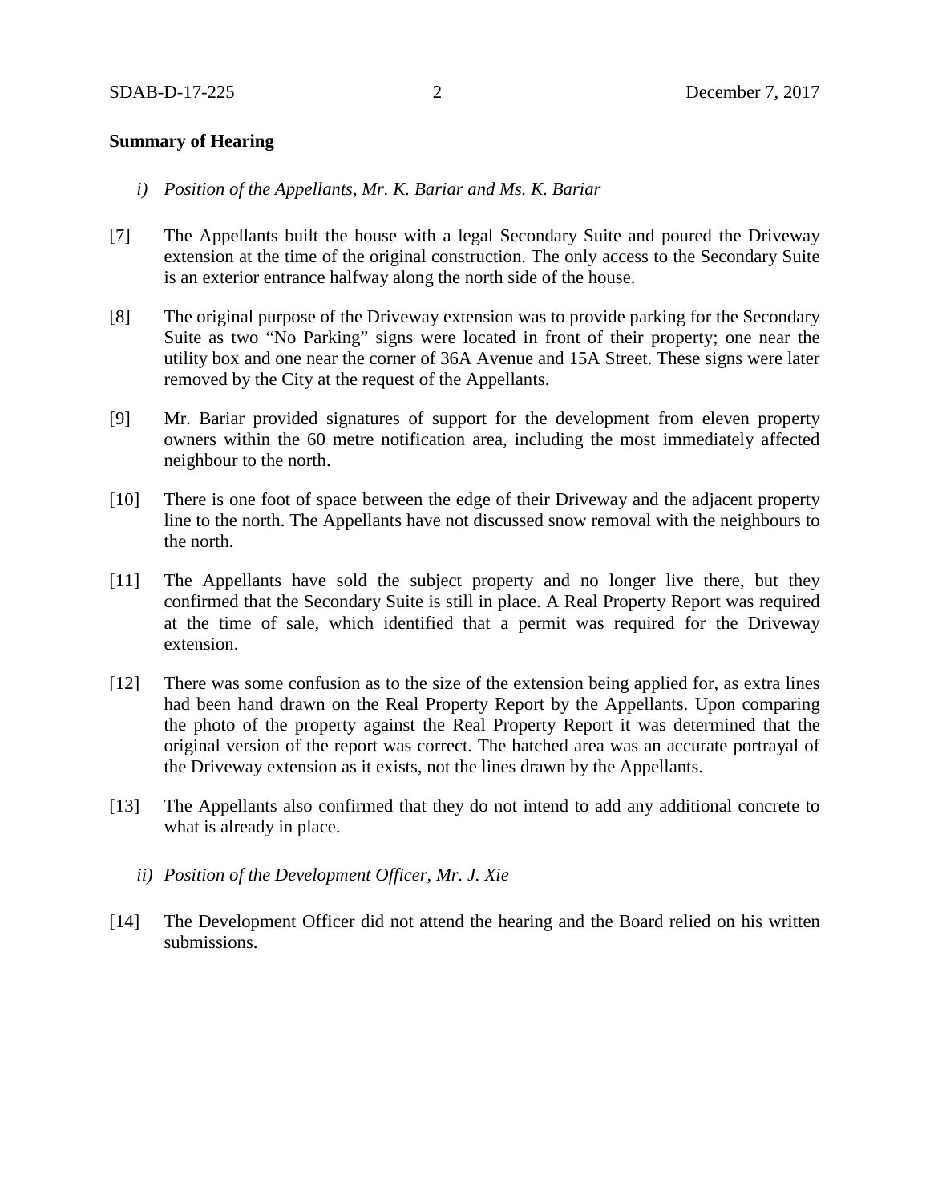**Summary of Hearing**

*i) Position of the Appellants, Mr. K. Bariar and Ms. K. Bariar*

[7] The Appellants built the house with a legal Secondary Suite and poured the Driveway extension at the time of the original construction. The only access to the Secondary Suite is an exterior entrance halfway along the north side of the house.

[8] The original purpose of the Driveway extension was to provide parking for the Secondary Suite as two "No Parking" signs were located in front of their property; one near the utility box and one near the corner of 36A Avenue and 15A Street. These signs were later removed by the City at the request of the Appellants.

[9] Mr. Bariar provided signatures of support for the development from eleven property owners within the 60 metre notification area, including the most immediately affected neighbour to the north.

[10] There is one foot of space between the edge of their Driveway and the adjacent property line to the north. The Appellants have not discussed snow removal with the neighbours to the north.

[11] The Appellants have sold the subject property and no longer live there, but they confirmed that the Secondary Suite is still in place. A Real Property Report was required at the time of sale, which identified that a permit was required for the Driveway extension.

[12] There was some confusion as to the size of the extension being applied for, as extra lines had been hand drawn on the Real Property Report by the Appellants. Upon comparing the photo of the property against the Real Property Report it was determined that the original version of the report was correct. The hatched area was an accurate portrayal of the Driveway extension as it exists, not the lines drawn by the Appellants.

[13] The Appellants also confirmed that they do not intend to add any additional concrete to what is already in place.

*ii) Position of the Development Officer, Mr. J. Xie*

[14] The Development Officer did not attend the hearing and the Board relied on his written submissions.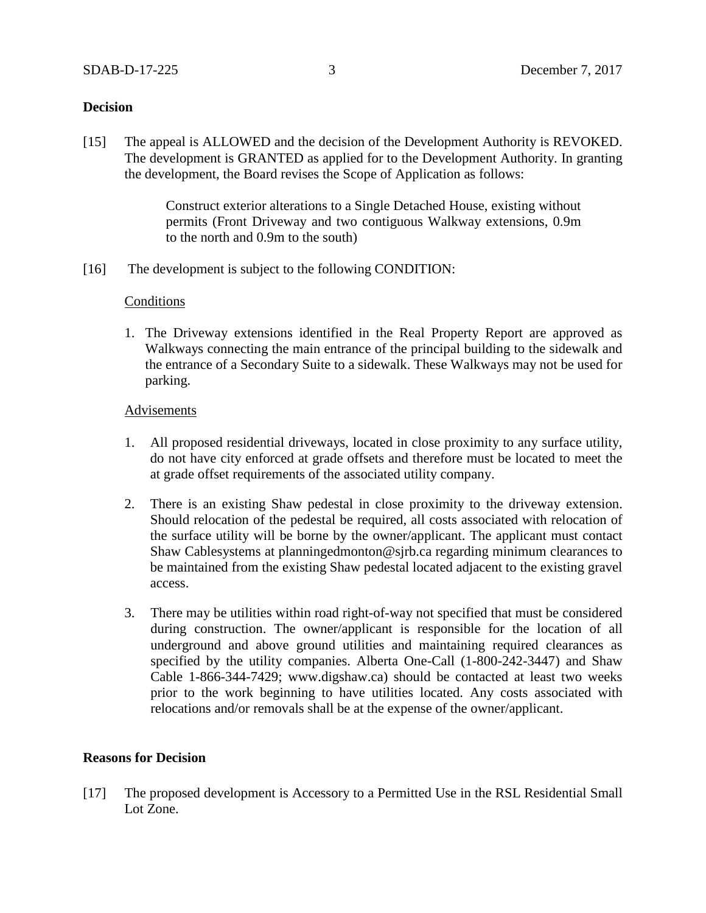## Decision

[15] The appeal is ALLOWED and the decision of the Development Authority is REVOKED. The development is GRANTED as applied for to the Development Authority. In granting the development, the Board revises the Scope of Application as follows:

> Construct exterior alterations to a Single Detached House, existing without permits (Front Driveway and two contiguous Walkway extensions, 0.9m to the north and 0.9m to the south)

[16] The development is subject to the following CONDITION:

Conditions

1. The Driveway extensions identified in the Real Property Report are approved as Walkways connecting the main entrance of the principal building to the sidewalk and the entrance of a Secondary Suite to a sidewalk. These Walkways may not be used for parking.

Advisements

1. All proposed residential driveways, located in close proximity to any surface utility, do not have city enforced at grade offsets and therefore must be located to meet the at grade offset requirements of the associated utility company.

2. There is an existing Shaw pedestal in close proximity to the driveway extension. Should relocation of the pedestal be required, all costs associated with relocation of the surface utility will be borne by the owner/applicant. The applicant must contact Shaw Cablesystems at planningedmonton@sjrb.ca regarding minimum clearances to be maintained from the existing Shaw pedestal located adjacent to the existing gravel access.

3. There may be utilities within road right-of-way not specified that must be considered during construction. The owner/applicant is responsible for the location of all underground and above ground utilities and maintaining required clearances as specified by the utility companies. Alberta One-Call (1-800-242-3447) and Shaw Cable 1-866-344-7429; www.digshaw.ca) should be contacted at least two weeks prior to the work beginning to have utilities located. Any costs associated with relocations and/or removals shall be at the expense of the owner/applicant.

## Reasons for Decision

[17] The proposed development is Accessory to a Permitted Use in the RSL Residential Small Lot Zone.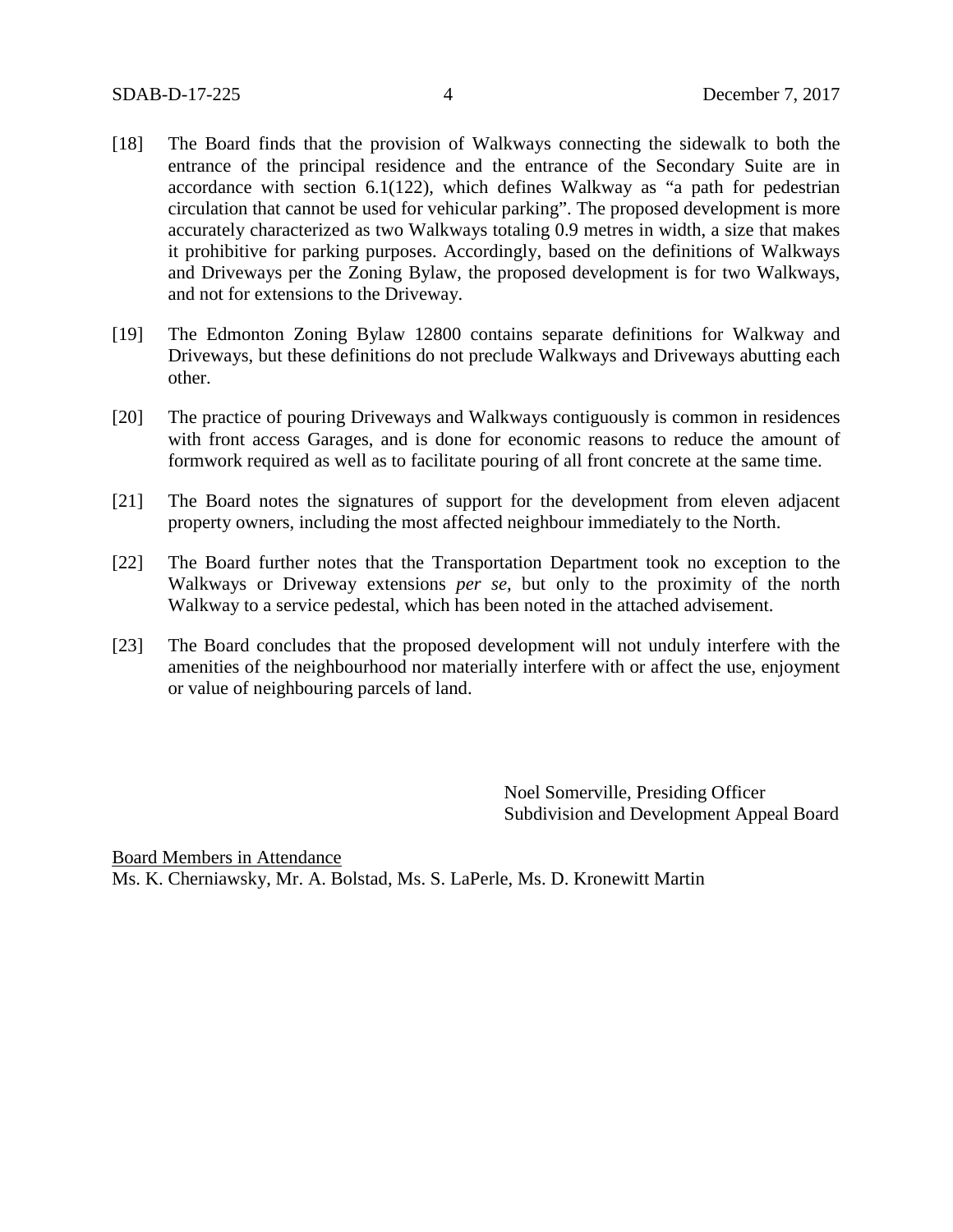[18] The Board finds that the provision of Walkways connecting the sidewalk to both the entrance of the principal residence and the entrance of the Secondary Suite are in accordance with section 6.1(122), which defines Walkway as “a path for pedestrian circulation that cannot be used for vehicular parking”. The proposed development is more accurately characterized as two Walkways totaling 0.9 metres in width, a size that makes it prohibitive for parking purposes. Accordingly, based on the definitions of Walkways and Driveways per the Zoning Bylaw, the proposed development is for two Walkways, and not for extensions to the Driveway.

[19] The Edmonton Zoning Bylaw 12800 contains separate definitions for Walkway and Driveways, but these definitions do not preclude Walkways and Driveways abutting each other.

[20] The practice of pouring Driveways and Walkways contiguously is common in residences with front access Garages, and is done for economic reasons to reduce the amount of formwork required as well as to facilitate pouring of all front concrete at the same time.

[21] The Board notes the signatures of support for the development from eleven adjacent property owners, including the most affected neighbour immediately to the North.

[22] The Board further notes that the Transportation Department took no exception to the Walkways or Driveway extensions *per se*, but only to the proximity of the north Walkway to a service pedestal, which has been noted in the attached advisement.

[23] The Board concludes that the proposed development will not unduly interfere with the amenities of the neighbourhood nor materially interfere with or affect the use, enjoyment or value of neighbouring parcels of land.

Noel Somerville, Presiding Officer
Subdivision and Development Appeal Board

<u>Board Members in Attendance</u>
Ms. K. Cherniawsky, Mr. A. Bolstad, Ms. S. LaPerle, Ms. D. Kronewitt Martin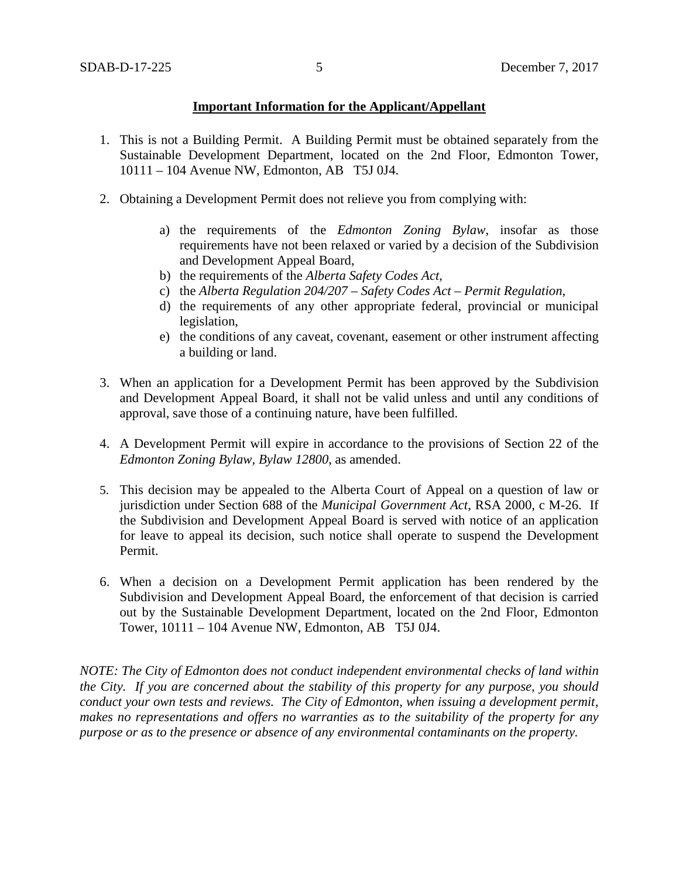**Important Information for the Applicant/Appellant**

1. This is not a Building Permit. A Building Permit must be obtained separately from the Sustainable Development Department, located on the 2nd Floor, Edmonton Tower, 10111 – 104 Avenue NW, Edmonton, AB T5J 0J4.

2. Obtaining a Development Permit does not relieve you from complying with:

   a) the requirements of the *Edmonton Zoning Bylaw*, insofar as those requirements have not been relaxed or varied by a decision of the Subdivision and Development Appeal Board,
   b) the requirements of the *Alberta Safety Codes Act*,
   c) the *Alberta Regulation 204/207 – Safety Codes Act – Permit Regulation*,
   d) the requirements of any other appropriate federal, provincial or municipal legislation,
   e) the conditions of any caveat, covenant, easement or other instrument affecting a building or land.

3. When an application for a Development Permit has been approved by the Subdivision and Development Appeal Board, it shall not be valid unless and until any conditions of approval, save those of a continuing nature, have been fulfilled.

4. A Development Permit will expire in accordance to the provisions of Section 22 of the *Edmonton Zoning Bylaw, Bylaw 12800*, as amended.

5. This decision may be appealed to the Alberta Court of Appeal on a question of law or jurisdiction under Section 688 of the *Municipal Government Act*, RSA 2000, c M-26. If the Subdivision and Development Appeal Board is served with notice of an application for leave to appeal its decision, such notice shall operate to suspend the Development Permit.

6. When a decision on a Development Permit application has been rendered by the Subdivision and Development Appeal Board, the enforcement of that decision is carried out by the Sustainable Development Department, located on the 2nd Floor, Edmonton Tower, 10111 – 104 Avenue NW, Edmonton, AB T5J 0J4.

*NOTE: The City of Edmonton does not conduct independent environmental checks of land within the City. If you are concerned about the stability of this property for any purpose, you should conduct your own tests and reviews. The City of Edmonton, when issuing a development permit, makes no representations and offers no warranties as to the suitability of the property for any purpose or as to the presence or absence of any environmental contaminants on the property.*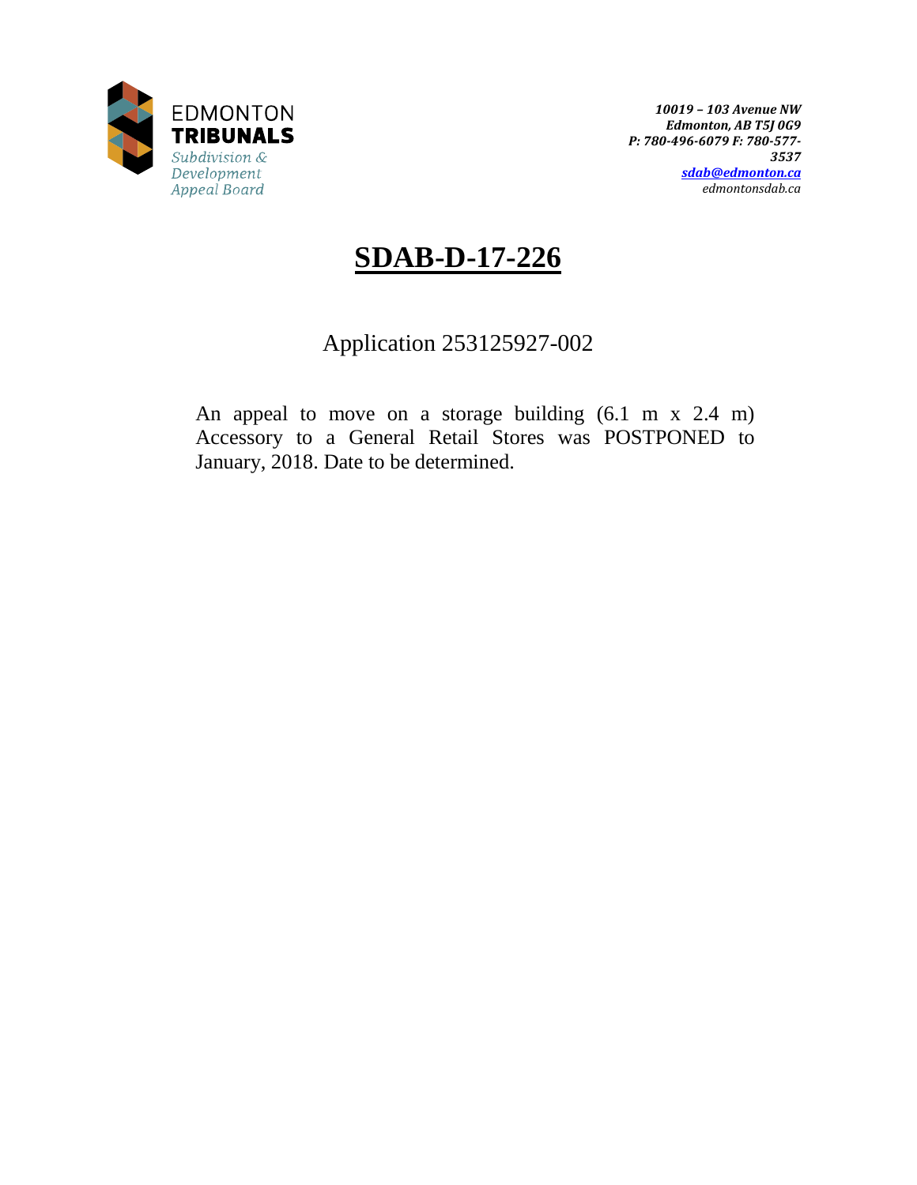EDMONTON
**TRIBUNALS**
*Subdivision & Development Appeal Board*

***10019 – 103 Avenue NW***
***Edmonton, AB T5J 0G9***
***P: 780-496-6079 F: 780-577-3537***
***sdab@edmonton.ca***
*edmontonsdab.ca*

# SDAB-D-17-226

Application 253125927-002

An appeal to move on a storage building (6.1 m x 2.4 m) Accessory to a General Retail Stores was POSTPONED to January, 2018. Date to be determined.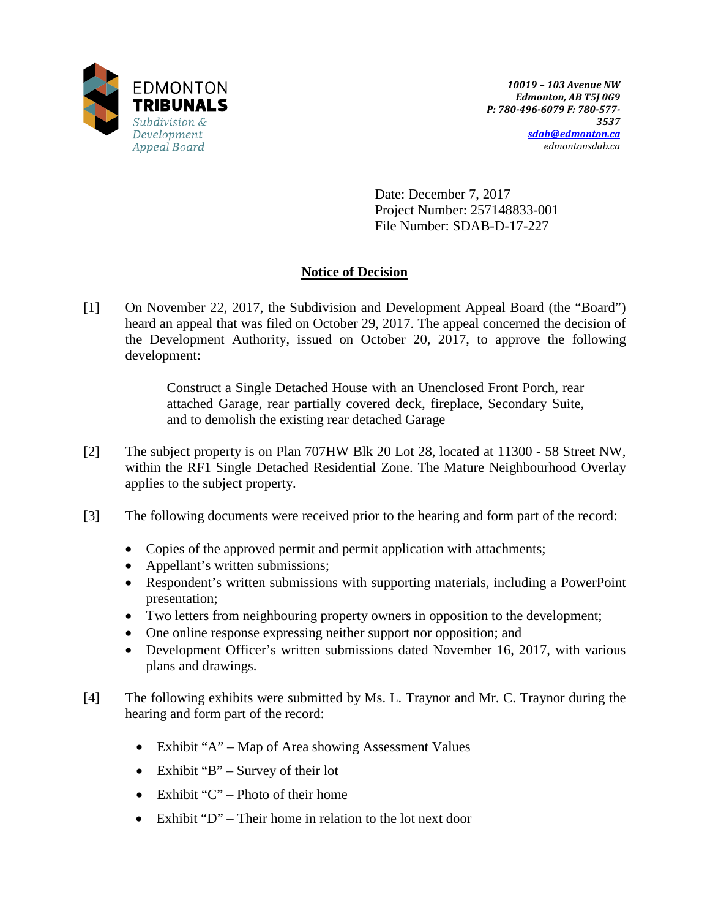EDMONTON
**TRIBUNALS**
*Subdivision & Development Appeal Board*

***10019 – 103 Avenue NW***
***Edmonton, AB T5J 0G9***
***P: 780-496-6079 F: 780-577-3537***
***sdab@edmonton.ca***
*edmontonsdab.ca*

Date: December 7, 2017
Project Number: 257148833-001
File Number: SDAB-D-17-227

## Notice of Decision

[1] On November 22, 2017, the Subdivision and Development Appeal Board (the "Board") heard an appeal that was filed on October 29, 2017. The appeal concerned the decision of the Development Authority, issued on October 20, 2017, to approve the following development:

> Construct a Single Detached House with an Unenclosed Front Porch, rear attached Garage, rear partially covered deck, fireplace, Secondary Suite, and to demolish the existing rear detached Garage

[2] The subject property is on Plan 707HW Blk 20 Lot 28, located at 11300 - 58 Street NW, within the RF1 Single Detached Residential Zone. The Mature Neighbourhood Overlay applies to the subject property.

[3] The following documents were received prior to the hearing and form part of the record:

- Copies of the approved permit and permit application with attachments;
- Appellant's written submissions;
- Respondent's written submissions with supporting materials, including a PowerPoint presentation;
- Two letters from neighbouring property owners in opposition to the development;
- One online response expressing neither support nor opposition; and
- Development Officer's written submissions dated November 16, 2017, with various plans and drawings.

[4] The following exhibits were submitted by Ms. L. Traynor and Mr. C. Traynor during the hearing and form part of the record:

- Exhibit "A" – Map of Area showing Assessment Values
- Exhibit "B" – Survey of their lot
- Exhibit "C" – Photo of their home
- Exhibit "D" – Their home in relation to the lot next door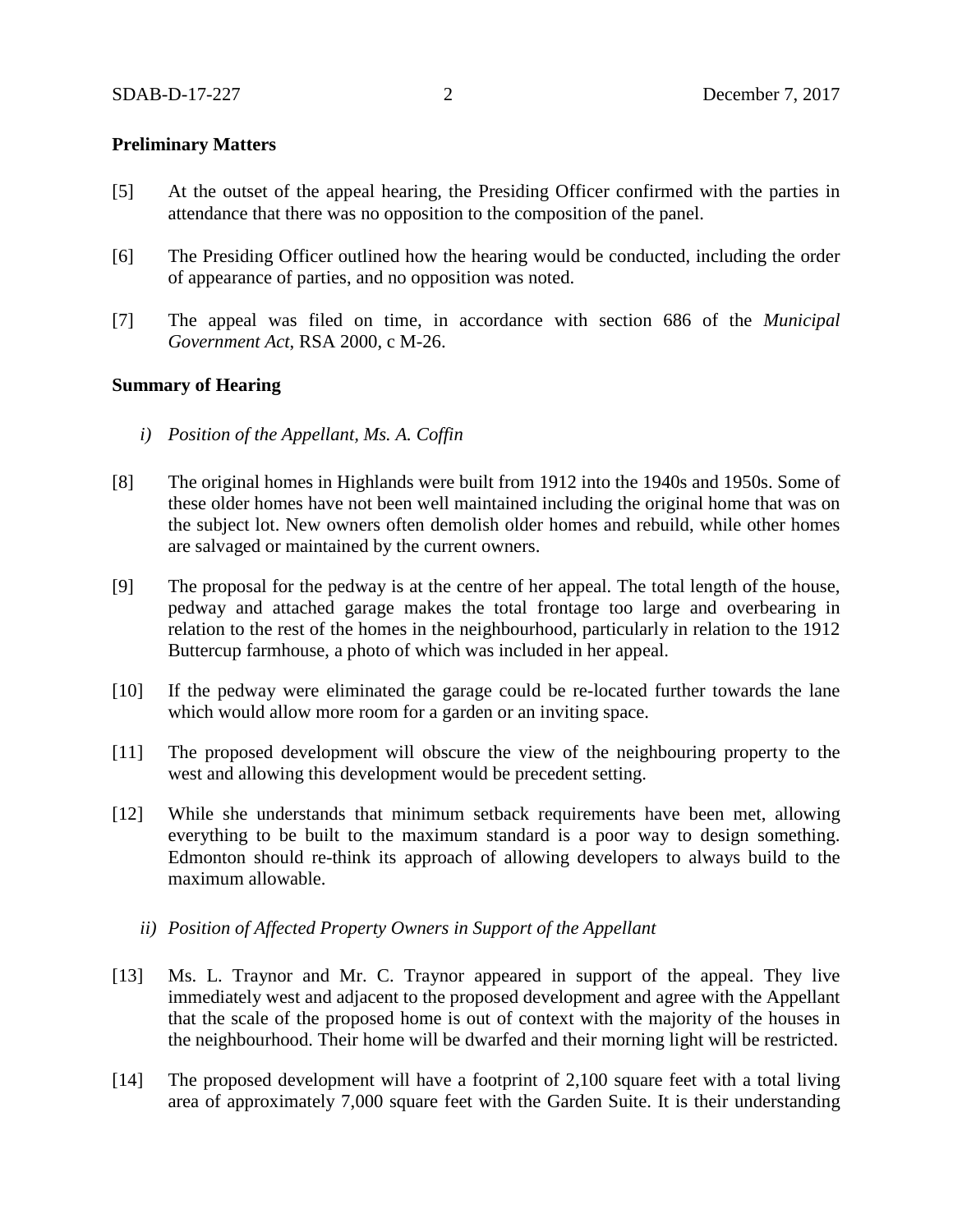**Preliminary Matters**

[5] At the outset of the appeal hearing, the Presiding Officer confirmed with the parties in attendance that there was no opposition to the composition of the panel.

[6] The Presiding Officer outlined how the hearing would be conducted, including the order of appearance of parties, and no opposition was noted.

[7] The appeal was filed on time, in accordance with section 686 of the *Municipal Government Act*, RSA 2000, c M-26.

**Summary of Hearing**

*i) Position of the Appellant, Ms. A. Coffin*

[8] The original homes in Highlands were built from 1912 into the 1940s and 1950s. Some of these older homes have not been well maintained including the original home that was on the subject lot. New owners often demolish older homes and rebuild, while other homes are salvaged or maintained by the current owners.

[9] The proposal for the pedway is at the centre of her appeal. The total length of the house, pedway and attached garage makes the total frontage too large and overbearing in relation to the rest of the homes in the neighbourhood, particularly in relation to the 1912 Buttercup farmhouse, a photo of which was included in her appeal.

[10] If the pedway were eliminated the garage could be re-located further towards the lane which would allow more room for a garden or an inviting space.

[11] The proposed development will obscure the view of the neighbouring property to the west and allowing this development would be precedent setting.

[12] While she understands that minimum setback requirements have been met, allowing everything to be built to the maximum standard is a poor way to design something. Edmonton should re-think its approach of allowing developers to always build to the maximum allowable.

*ii) Position of Affected Property Owners in Support of the Appellant*

[13] Ms. L. Traynor and Mr. C. Traynor appeared in support of the appeal. They live immediately west and adjacent to the proposed development and agree with the Appellant that the scale of the proposed home is out of context with the majority of the houses in the neighbourhood. Their home will be dwarfed and their morning light will be restricted.

[14] The proposed development will have a footprint of 2,100 square feet with a total living area of approximately 7,000 square feet with the Garden Suite. It is their understanding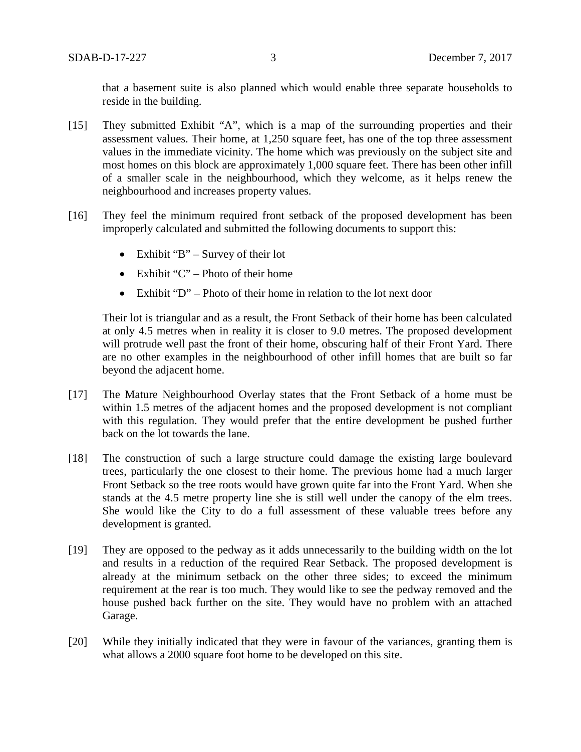that a basement suite is also planned which would enable three separate households to reside in the building.

[15] They submitted Exhibit "A", which is a map of the surrounding properties and their assessment values. Their home, at 1,250 square feet, has one of the top three assessment values in the immediate vicinity. The home which was previously on the subject site and most homes on this block are approximately 1,000 square feet. There has been other infill of a smaller scale in the neighbourhood, which they welcome, as it helps renew the neighbourhood and increases property values.

[16] They feel the minimum required front setback of the proposed development has been improperly calculated and submitted the following documents to support this:

- Exhibit "B" – Survey of their lot
- Exhibit "C" – Photo of their home
- Exhibit "D" – Photo of their home in relation to the lot next door

Their lot is triangular and as a result, the Front Setback of their home has been calculated at only 4.5 metres when in reality it is closer to 9.0 metres. The proposed development will protrude well past the front of their home, obscuring half of their Front Yard. There are no other examples in the neighbourhood of other infill homes that are built so far beyond the adjacent home.

[17] The Mature Neighbourhood Overlay states that the Front Setback of a home must be within 1.5 metres of the adjacent homes and the proposed development is not compliant with this regulation. They would prefer that the entire development be pushed further back on the lot towards the lane.

[18] The construction of such a large structure could damage the existing large boulevard trees, particularly the one closest to their home. The previous home had a much larger Front Setback so the tree roots would have grown quite far into the Front Yard. When she stands at the 4.5 metre property line she is still well under the canopy of the elm trees. She would like the City to do a full assessment of these valuable trees before any development is granted.

[19] They are opposed to the pedway as it adds unnecessarily to the building width on the lot and results in a reduction of the required Rear Setback. The proposed development is already at the minimum setback on the other three sides; to exceed the minimum requirement at the rear is too much. They would like to see the pedway removed and the house pushed back further on the site. They would have no problem with an attached Garage.

[20] While they initially indicated that they were in favour of the variances, granting them is what allows a 2000 square foot home to be developed on this site.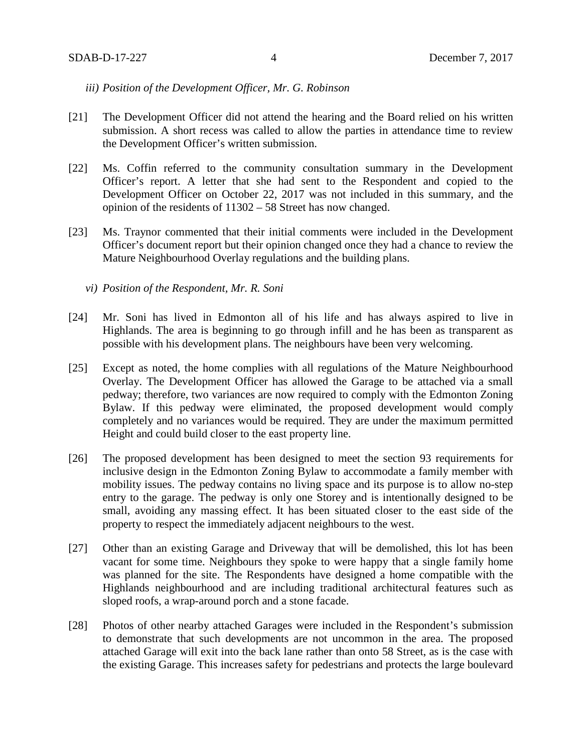*iii) Position of the Development Officer, Mr. G. Robinson*

[21] The Development Officer did not attend the hearing and the Board relied on his written submission. A short recess was called to allow the parties in attendance time to review the Development Officer's written submission.

[22] Ms. Coffin referred to the community consultation summary in the Development Officer's report. A letter that she had sent to the Respondent and copied to the Development Officer on October 22, 2017 was not included in this summary, and the opinion of the residents of 11302 – 58 Street has now changed.

[23] Ms. Traynor commented that their initial comments were included in the Development Officer's document report but their opinion changed once they had a chance to review the Mature Neighbourhood Overlay regulations and the building plans.

*vi) Position of the Respondent, Mr. R. Soni*

[24] Mr. Soni has lived in Edmonton all of his life and has always aspired to live in Highlands. The area is beginning to go through infill and he has been as transparent as possible with his development plans. The neighbours have been very welcoming.

[25] Except as noted, the home complies with all regulations of the Mature Neighbourhood Overlay. The Development Officer has allowed the Garage to be attached via a small pedway; therefore, two variances are now required to comply with the Edmonton Zoning Bylaw. If this pedway were eliminated, the proposed development would comply completely and no variances would be required. They are under the maximum permitted Height and could build closer to the east property line.

[26] The proposed development has been designed to meet the section 93 requirements for inclusive design in the Edmonton Zoning Bylaw to accommodate a family member with mobility issues. The pedway contains no living space and its purpose is to allow no-step entry to the garage. The pedway is only one Storey and is intentionally designed to be small, avoiding any massing effect. It has been situated closer to the east side of the property to respect the immediately adjacent neighbours to the west.

[27] Other than an existing Garage and Driveway that will be demolished, this lot has been vacant for some time. Neighbours they spoke to were happy that a single family home was planned for the site. The Respondents have designed a home compatible with the Highlands neighbourhood and are including traditional architectural features such as sloped roofs, a wrap-around porch and a stone facade.

[28] Photos of other nearby attached Garages were included in the Respondent's submission to demonstrate that such developments are not uncommon in the area. The proposed attached Garage will exit into the back lane rather than onto 58 Street, as is the case with the existing Garage. This increases safety for pedestrians and protects the large boulevard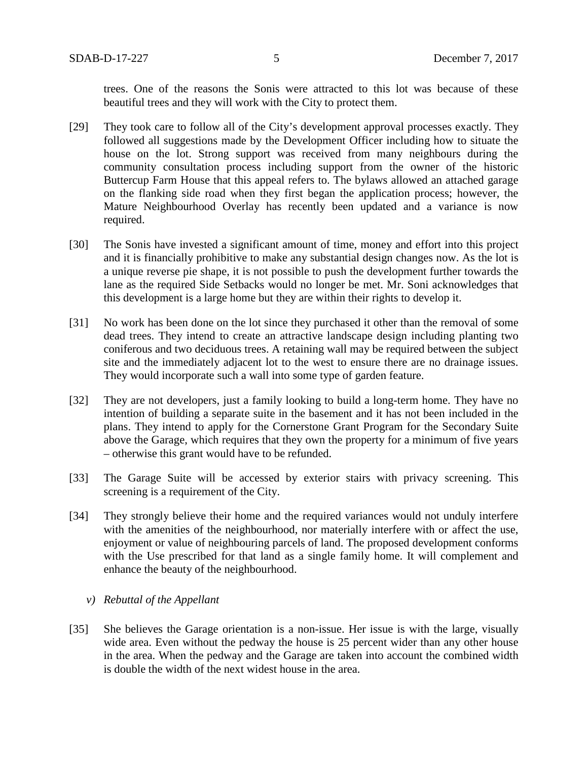trees. One of the reasons the Sonis were attracted to this lot was because of these beautiful trees and they will work with the City to protect them.

[29] They took care to follow all of the City's development approval processes exactly. They followed all suggestions made by the Development Officer including how to situate the house on the lot. Strong support was received from many neighbours during the community consultation process including support from the owner of the historic Buttercup Farm House that this appeal refers to. The bylaws allowed an attached garage on the flanking side road when they first began the application process; however, the Mature Neighbourhood Overlay has recently been updated and a variance is now required.

[30] The Sonis have invested a significant amount of time, money and effort into this project and it is financially prohibitive to make any substantial design changes now. As the lot is a unique reverse pie shape, it is not possible to push the development further towards the lane as the required Side Setbacks would no longer be met. Mr. Soni acknowledges that this development is a large home but they are within their rights to develop it.

[31] No work has been done on the lot since they purchased it other than the removal of some dead trees. They intend to create an attractive landscape design including planting two coniferous and two deciduous trees. A retaining wall may be required between the subject site and the immediately adjacent lot to the west to ensure there are no drainage issues. They would incorporate such a wall into some type of garden feature.

[32] They are not developers, just a family looking to build a long-term home. They have no intention of building a separate suite in the basement and it has not been included in the plans. They intend to apply for the Cornerstone Grant Program for the Secondary Suite above the Garage, which requires that they own the property for a minimum of five years – otherwise this grant would have to be refunded.

[33] The Garage Suite will be accessed by exterior stairs with privacy screening. This screening is a requirement of the City.

[34] They strongly believe their home and the required variances would not unduly interfere with the amenities of the neighbourhood, nor materially interfere with or affect the use, enjoyment or value of neighbouring parcels of land. The proposed development conforms with the Use prescribed for that land as a single family home. It will complement and enhance the beauty of the neighbourhood.

*v) Rebuttal of the Appellant*

[35] She believes the Garage orientation is a non-issue. Her issue is with the large, visually wide area. Even without the pedway the house is 25 percent wider than any other house in the area. When the pedway and the Garage are taken into account the combined width is double the width of the next widest house in the area.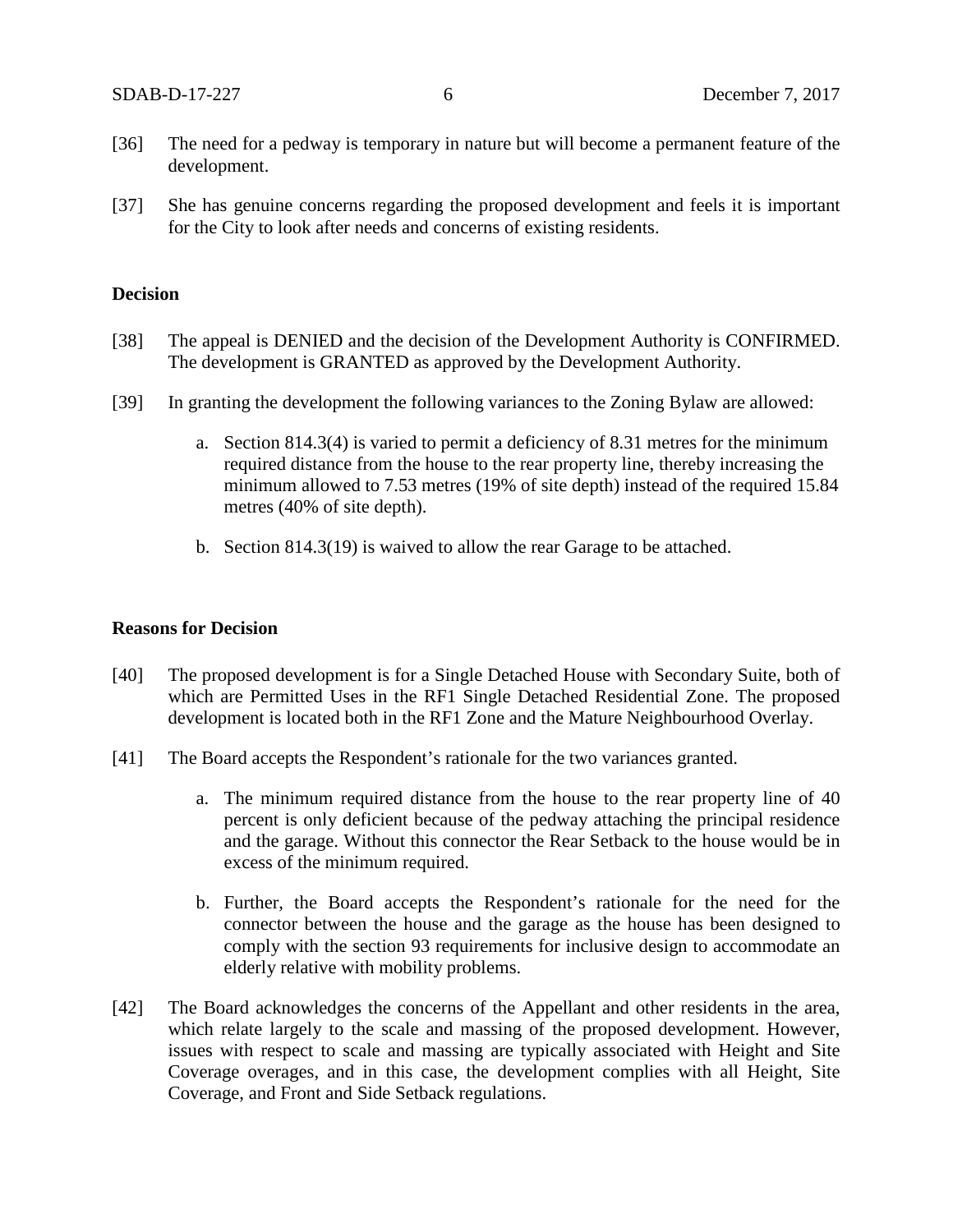[36] The need for a pedway is temporary in nature but will become a permanent feature of the development.

[37] She has genuine concerns regarding the proposed development and feels it is important for the City to look after needs and concerns of existing residents.

**Decision**

[38] The appeal is DENIED and the decision of the Development Authority is CONFIRMED. The development is GRANTED as approved by the Development Authority.

[39] In granting the development the following variances to the Zoning Bylaw are allowed:

a. Section 814.3(4) is varied to permit a deficiency of 8.31 metres for the minimum required distance from the house to the rear property line, thereby increasing the minimum allowed to 7.53 metres (19% of site depth) instead of the required 15.84 metres (40% of site depth).

b. Section 814.3(19) is waived to allow the rear Garage to be attached.

**Reasons for Decision**

[40] The proposed development is for a Single Detached House with Secondary Suite, both of which are Permitted Uses in the RF1 Single Detached Residential Zone. The proposed development is located both in the RF1 Zone and the Mature Neighbourhood Overlay.

[41] The Board accepts the Respondent's rationale for the two variances granted.

a. The minimum required distance from the house to the rear property line of 40 percent is only deficient because of the pedway attaching the principal residence and the garage. Without this connector the Rear Setback to the house would be in excess of the minimum required.

b. Further, the Board accepts the Respondent's rationale for the need for the connector between the house and the garage as the house has been designed to comply with the section 93 requirements for inclusive design to accommodate an elderly relative with mobility problems.

[42] The Board acknowledges the concerns of the Appellant and other residents in the area, which relate largely to the scale and massing of the proposed development. However, issues with respect to scale and massing are typically associated with Height and Site Coverage overages, and in this case, the development complies with all Height, Site Coverage, and Front and Side Setback regulations.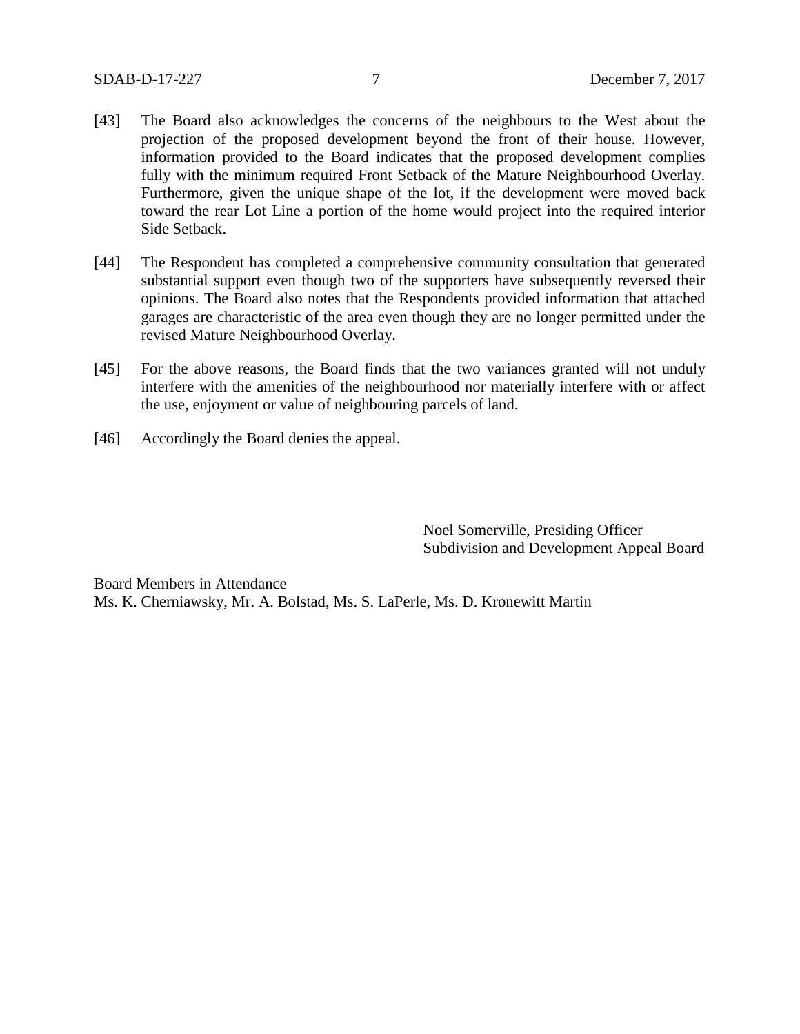[43] The Board also acknowledges the concerns of the neighbours to the West about the projection of the proposed development beyond the front of their house. However, information provided to the Board indicates that the proposed development complies fully with the minimum required Front Setback of the Mature Neighbourhood Overlay. Furthermore, given the unique shape of the lot, if the development were moved back toward the rear Lot Line a portion of the home would project into the required interior Side Setback.

[44] The Respondent has completed a comprehensive community consultation that generated substantial support even though two of the supporters have subsequently reversed their opinions. The Board also notes that the Respondents provided information that attached garages are characteristic of the area even though they are no longer permitted under the revised Mature Neighbourhood Overlay.

[45] For the above reasons, the Board finds that the two variances granted will not unduly interfere with the amenities of the neighbourhood nor materially interfere with or affect the use, enjoyment or value of neighbouring parcels of land.

[46] Accordingly the Board denies the appeal.

Noel Somerville, Presiding Officer
Subdivision and Development Appeal Board

Board Members in Attendance
Ms. K. Cherniawsky, Mr. A. Bolstad, Ms. S. LaPerle, Ms. D. Kronewitt Martin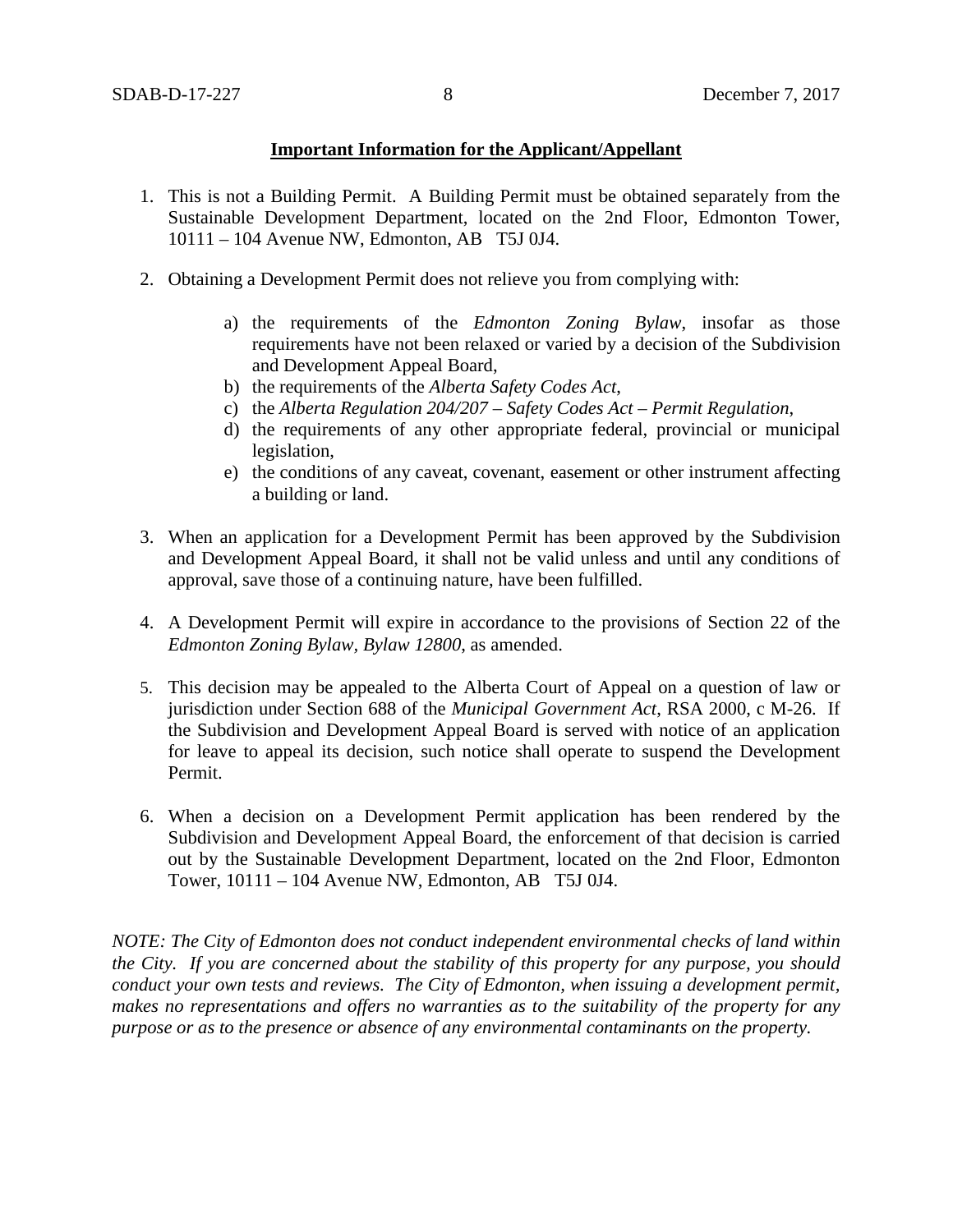**Important Information for the Applicant/Appellant**

1. This is not a Building Permit. A Building Permit must be obtained separately from the Sustainable Development Department, located on the 2nd Floor, Edmonton Tower, 10111 – 104 Avenue NW, Edmonton, AB T5J 0J4.

2. Obtaining a Development Permit does not relieve you from complying with:

   a) the requirements of the *Edmonton Zoning Bylaw*, insofar as those requirements have not been relaxed or varied by a decision of the Subdivision and Development Appeal Board,
   b) the requirements of the *Alberta Safety Codes Act*,
   c) the *Alberta Regulation 204/207 – Safety Codes Act – Permit Regulation*,
   d) the requirements of any other appropriate federal, provincial or municipal legislation,
   e) the conditions of any caveat, covenant, easement or other instrument affecting a building or land.

3. When an application for a Development Permit has been approved by the Subdivision and Development Appeal Board, it shall not be valid unless and until any conditions of approval, save those of a continuing nature, have been fulfilled.

4. A Development Permit will expire in accordance to the provisions of Section 22 of the *Edmonton Zoning Bylaw, Bylaw 12800*, as amended.

5. This decision may be appealed to the Alberta Court of Appeal on a question of law or jurisdiction under Section 688 of the *Municipal Government Act*, RSA 2000, c M-26. If the Subdivision and Development Appeal Board is served with notice of an application for leave to appeal its decision, such notice shall operate to suspend the Development Permit.

6. When a decision on a Development Permit application has been rendered by the Subdivision and Development Appeal Board, the enforcement of that decision is carried out by the Sustainable Development Department, located on the 2nd Floor, Edmonton Tower, 10111 – 104 Avenue NW, Edmonton, AB T5J 0J4.

*NOTE: The City of Edmonton does not conduct independent environmental checks of land within the City. If you are concerned about the stability of this property for any purpose, you should conduct your own tests and reviews. The City of Edmonton, when issuing a development permit, makes no representations and offers no warranties as to the suitability of the property for any purpose or as to the presence or absence of any environmental contaminants on the property.*